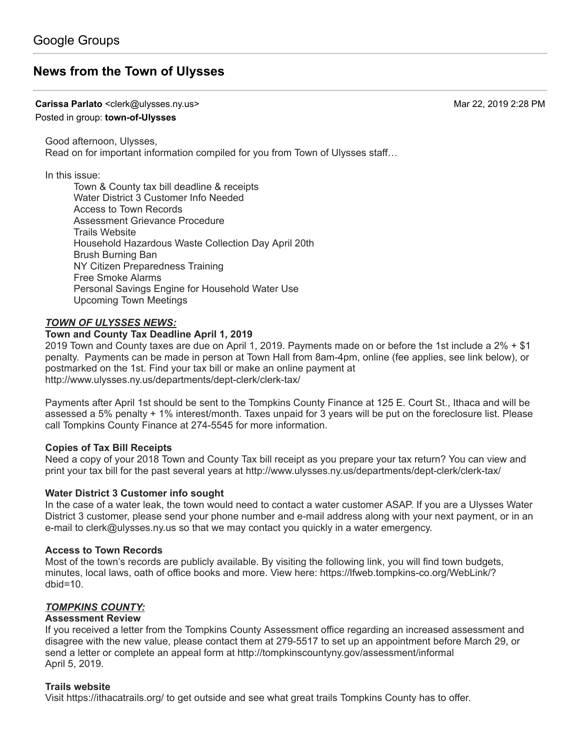Google Groups

# News from the Town of Ulysses

**Carissa Parlato** <clerk@ulysses.ny.us> Mar 22, 2019 2:28 PM

Posted in group: **town-of-Ulysses**

Good afternoon, Ulysses,
Read on for important information compiled for you from Town of Ulysses staff…

In this issue:

- Town & County tax bill deadline & receipts
- Water District 3 Customer Info Needed
- Access to Town Records
- Assessment Grievance Procedure
- Trails Website
- Household Hazardous Waste Collection Day April 20th
- Brush Burning Ban
- NY Citizen Preparedness Training
- Free Smoke Alarms
- Personal Savings Engine for Household Water Use
- Upcoming Town Meetings

## ***TOWN OF ULYSSES NEWS:***

### Town and County Tax Deadline April 1, 2019

2019 Town and County taxes are due on April 1, 2019. Payments made on or before the 1st include a 2% + $1 penalty. Payments can be made in person at Town Hall from 8am-4pm, online (fee applies, see link below), or postmarked on the 1st. Find your tax bill or make an online payment at http://www.ulysses.ny.us/departments/dept-clerk/clerk-tax/

Payments after April 1st should be sent to the Tompkins County Finance at 125 E. Court St., Ithaca and will be assessed a 5% penalty + 1% interest/month. Taxes unpaid for 3 years will be put on the foreclosure list. Please call Tompkins County Finance at 274-5545 for more information.

### Copies of Tax Bill Receipts

Need a copy of your 2018 Town and County Tax bill receipt as you prepare your tax return? You can view and print your tax bill for the past several years at http://www.ulysses.ny.us/departments/dept-clerk/clerk-tax/

### Water District 3 Customer info sought

In the case of a water leak, the town would need to contact a water customer ASAP. If you are a Ulysses Water District 3 customer, please send your phone number and e-mail address along with your next payment, or in an e-mail to clerk@ulysses.ny.us so that we may contact you quickly in a water emergency.

### Access to Town Records

Most of the town's records are publicly available. By visiting the following link, you will find town budgets, minutes, local laws, oath of office books and more. View here: https://lfweb.tompkins-co.org/WebLink/?dbid=10.

## ***TOMPKINS COUNTY:***

### Assessment Review

If you received a letter from the Tompkins County Assessment office regarding an increased assessment and disagree with the new value, please contact them at 279-5517 to set up an appointment before March 29, or send a letter or complete an appeal form at http://tompkinscountyny.gov/assessment/informal
April 5, 2019.

### Trails website

Visit https://ithacatrails.org/ to get outside and see what great trails Tompkins County has to offer.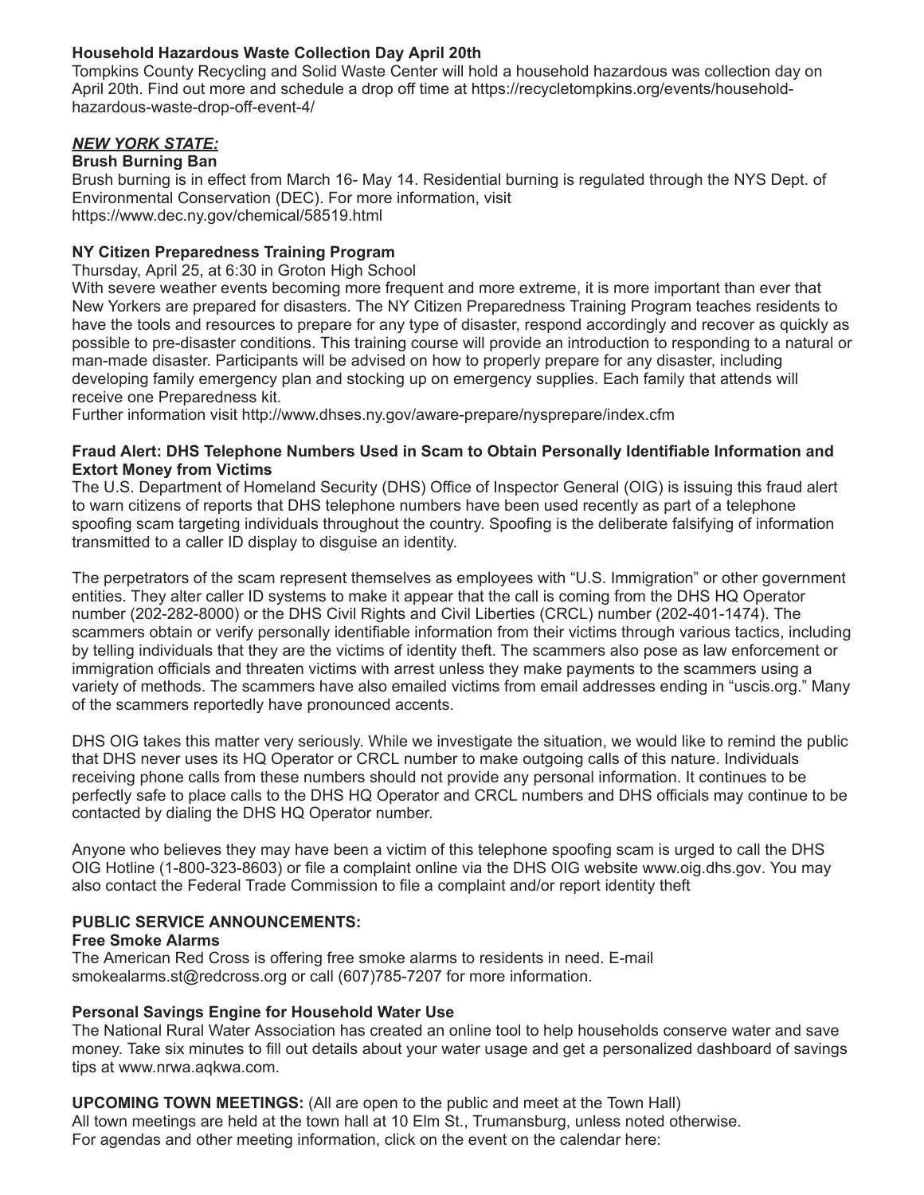**Household Hazardous Waste Collection Day April 20th**

Tompkins County Recycling and Solid Waste Center will hold a household hazardous was collection day on April 20th. Find out more and schedule a drop off time at https://recycletompkins.org/events/household-hazardous-waste-drop-off-event-4/

***NEW YORK STATE:***

**Brush Burning Ban**

Brush burning is in effect from March 16- May 14. Residential burning is regulated through the NYS Dept. of Environmental Conservation (DEC). For more information, visit
https://www.dec.ny.gov/chemical/58519.html

**NY Citizen Preparedness Training Program**

Thursday, April 25, at 6:30 in Groton High School

With severe weather events becoming more frequent and more extreme, it is more important than ever that New Yorkers are prepared for disasters. The NY Citizen Preparedness Training Program teaches residents to have the tools and resources to prepare for any type of disaster, respond accordingly and recover as quickly as possible to pre-disaster conditions. This training course will provide an introduction to responding to a natural or man-made disaster. Participants will be advised on how to properly prepare for any disaster, including developing family emergency plan and stocking up on emergency supplies. Each family that attends will receive one Preparedness kit.

Further information visit http://www.dhses.ny.gov/aware-prepare/nysprepare/index.cfm

**Fraud Alert: DHS Telephone Numbers Used in Scam to Obtain Personally Identifiable Information and Extort Money from Victims**

The U.S. Department of Homeland Security (DHS) Office of Inspector General (OIG) is issuing this fraud alert to warn citizens of reports that DHS telephone numbers have been used recently as part of a telephone spoofing scam targeting individuals throughout the country. Spoofing is the deliberate falsifying of information transmitted to a caller ID display to disguise an identity.

The perpetrators of the scam represent themselves as employees with "U.S. Immigration" or other government entities. They alter caller ID systems to make it appear that the call is coming from the DHS HQ Operator number (202-282-8000) or the DHS Civil Rights and Civil Liberties (CRCL) number (202-401-1474). The scammers obtain or verify personally identifiable information from their victims through various tactics, including by telling individuals that they are the victims of identity theft. The scammers also pose as law enforcement or immigration officials and threaten victims with arrest unless they make payments to the scammers using a variety of methods. The scammers have also emailed victims from email addresses ending in "uscis.org." Many of the scammers reportedly have pronounced accents.

DHS OIG takes this matter very seriously. While we investigate the situation, we would like to remind the public that DHS never uses its HQ Operator or CRCL number to make outgoing calls of this nature. Individuals receiving phone calls from these numbers should not provide any personal information. It continues to be perfectly safe to place calls to the DHS HQ Operator and CRCL numbers and DHS officials may continue to be contacted by dialing the DHS HQ Operator number.

Anyone who believes they may have been a victim of this telephone spoofing scam is urged to call the DHS OIG Hotline (1-800-323-8603) or file a complaint online via the DHS OIG website www.oig.dhs.gov. You may also contact the Federal Trade Commission to file a complaint and/or report identity theft

**PUBLIC SERVICE ANNOUNCEMENTS:**

**Free Smoke Alarms**

The American Red Cross is offering free smoke alarms to residents in need. E-mail smokealarms.st@redcross.org or call (607)785-7207 for more information.

**Personal Savings Engine for Household Water Use**

The National Rural Water Association has created an online tool to help households conserve water and save money. Take six minutes to fill out details about your water usage and get a personalized dashboard of savings tips at www.nrwa.aqkwa.com.

**UPCOMING TOWN MEETINGS:** (All are open to the public and meet at the Town Hall)

All town meetings are held at the town hall at 10 Elm St., Trumansburg, unless noted otherwise.

For agendas and other meeting information, click on the event on the calendar here: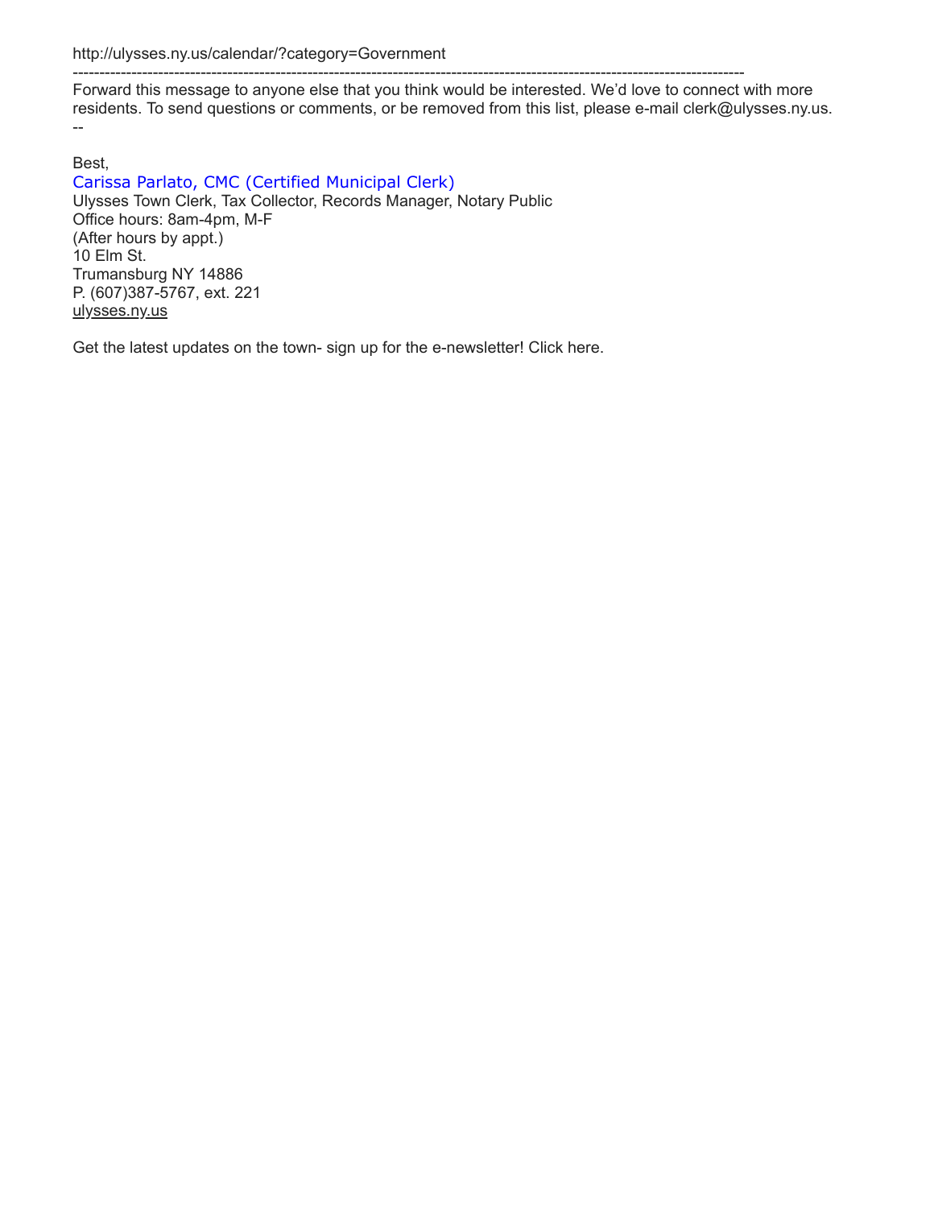http://ulysses.ny.us/calendar/?category=Government

---

Forward this message to anyone else that you think would be interested. We'd love to connect with more residents. To send questions or comments, or be removed from this list, please e-mail clerk@ulysses.ny.us.

--

Best,

Carissa Parlato, CMC (Certified Municipal Clerk)
Ulysses Town Clerk, Tax Collector, Records Manager, Notary Public
Office hours: 8am-4pm, M-F
(After hours by appt.)
10 Elm St.
Trumansburg NY 14886
P. (607)387-5767, ext. 221
ulysses.ny.us

Get the latest updates on the town- sign up for the e-newsletter! Click here.